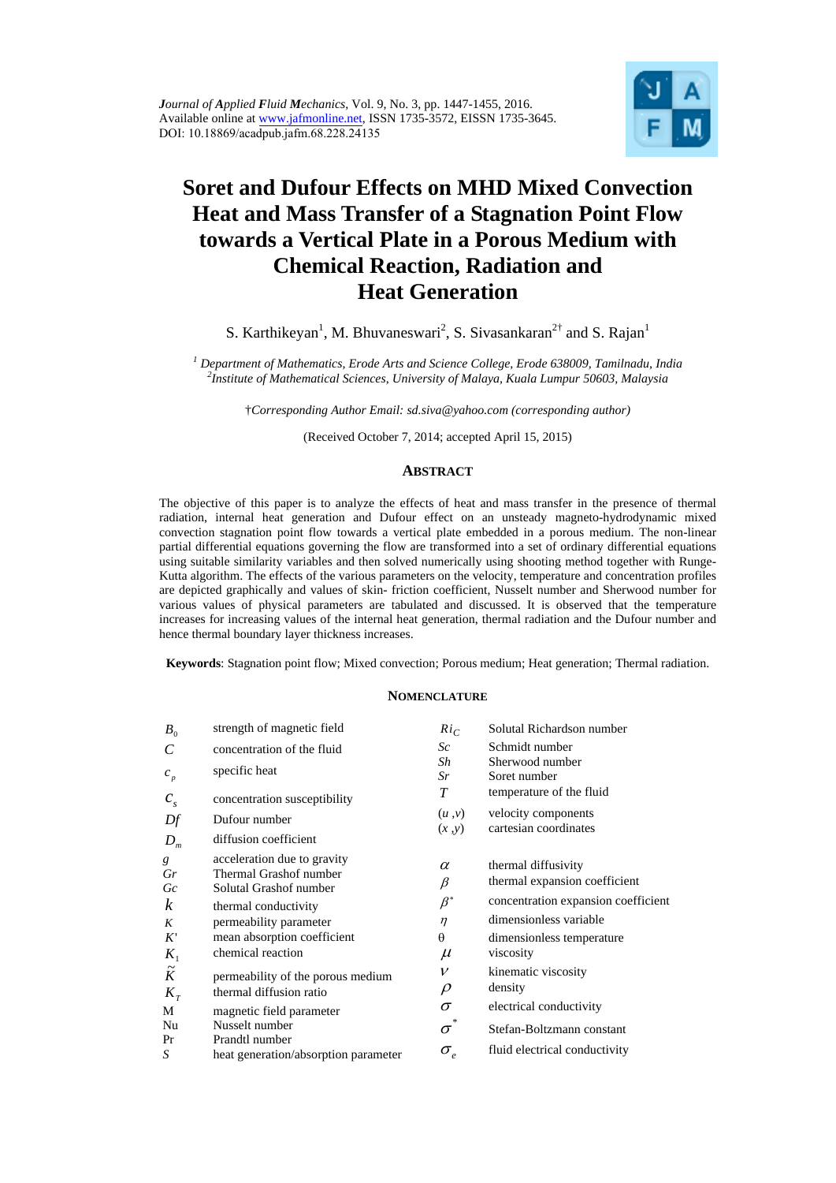*Journal of Applied Fluid Mechanics*, Vol. 9, No. 3, pp. 1447-1455, 2016.
Available online at www.jafmonline.net, ISSN 1735-3572, EISSN 1735-3645.
DOI: 10.18869/acadpub.jafm.68.228.24135

# Soret and Dufour Effects on MHD Mixed Convection Heat and Mass Transfer of a Stagnation Point Flow towards a Vertical Plate in a Porous Medium with Chemical Reaction, Radiation and Heat Generation

S. Karthikeyan[1], M. Bhuvaneswari[2], S. Sivasankaran[2†] and S. Rajan[1]

[1] *Department of Mathematics, Erode Arts and Science College, Erode 638009, Tamilnadu, India*
[2] *Institute of Mathematical Sciences, University of Malaya, Kuala Lumpur 50603, Malaysia*

†*Corresponding Author Email: sd.siva@yahoo.com (corresponding author)*

(Received October 7, 2014; accepted April 15, 2015)

## ABSTRACT

The objective of this paper is to analyze the effects of heat and mass transfer in the presence of thermal radiation, internal heat generation and Dufour effect on an unsteady magneto-hydrodynamic mixed convection stagnation point flow towards a vertical plate embedded in a porous medium. The non-linear partial differential equations governing the flow are transformed into a set of ordinary differential equations using suitable similarity variables and then solved numerically using shooting method together with Runge-Kutta algorithm. The effects of the various parameters on the velocity, temperature and concentration profiles are depicted graphically and values of skin- friction coefficient, Nusselt number and Sherwood number for various values of physical parameters are tabulated and discussed. It is observed that the temperature increases for increasing values of the internal heat generation, thermal radiation and the Dufour number and hence thermal boundary layer thickness increases.

**Keywords**: Stagnation point flow; Mixed convection; Porous medium; Heat generation; Thermal radiation.

## NOMENCLATURE

| | | | |
|---|---|---|---|
| $B_0$ | strength of magnetic field | $Ri_C$ | Solutal Richardson number |
| $C$ | concentration of the fluid | $Sc$ | Schmidt number |
| $c_p$ | specific heat | $Sh$ | Sherwood number |
| $c_s$ | concentration susceptibility | $Sr$ | Soret number |
| $Df$ | Dufour number | $T$ | temperature of the fluid |
| $D_m$ | diffusion coefficient | $(u, v)$ | velocity components |
| $g$ | acceleration due to gravity | $(x, y)$ | cartesian coordinates |
| $Gr$ | Thermal Grashof number | $\alpha$ | thermal diffusivity |
| $Gc$ | Solutal Grashof number | $\beta$ | thermal expansion coefficient |
| $k$ | thermal conductivity | $\beta^*$ | concentration expansion coefficient |
| $K$ | permeability parameter | $\eta$ | dimensionless variable |
| $K'$ | mean absorption coefficient | $\theta$ | dimensionless temperature |
| $K_1$ | chemical reaction | $\mu$ | viscosity |
| $\tilde{K}$ | permeability of the porous medium | $\nu$ | kinematic viscosity |
| $K_T$ | thermal diffusion ratio | $\rho$ | density |
| M | magnetic field parameter | $\sigma$ | electrical conductivity |
| Nu | Nusselt number | $\sigma^*$ | Stefan-Boltzmann constant |
| Pr | Prandtl number | $\sigma_e$ | fluid electrical conductivity |
| $S$ | heat generation/absorption parameter | | |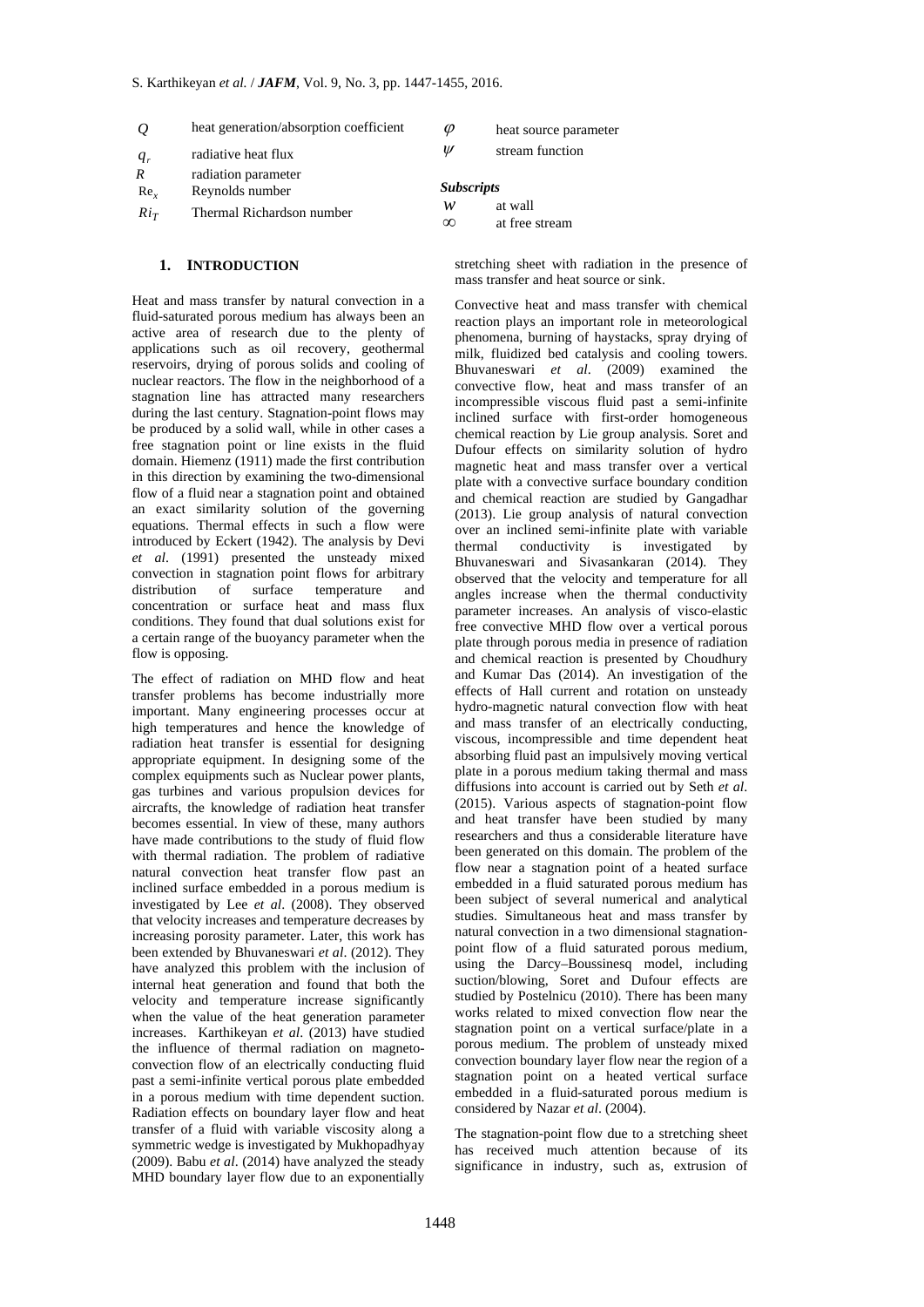| | |
|---|---|
| $Q$ | heat generation/absorption coefficient |
| $q_r$ | radiative heat flux |
| $R$ | radiation parameter |
| $\mathrm{Re}_x$ | Reynolds number |
| $Ri_T$ | Thermal Richardson number |
| $\varphi$ | heat source parameter |
| $\psi$ | stream function |

***Subscripts***

| | |
|---|---|
| $w$ | at wall |
| $\infty$ | at free stream |

## 1. INTRODUCTION

Heat and mass transfer by natural convection in a fluid-saturated porous medium has always been an active area of research due to the plenty of applications such as oil recovery, geothermal reservoirs, drying of porous solids and cooling of nuclear reactors. The flow in the neighborhood of a stagnation line has attracted many researchers during the last century. Stagnation-point flows may be produced by a solid wall, while in other cases a free stagnation point or line exists in the fluid domain. Hiemenz (1911) made the first contribution in this direction by examining the two-dimensional flow of a fluid near a stagnation point and obtained an exact similarity solution of the governing equations. Thermal effects in such a flow were introduced by Eckert (1942). The analysis by Devi *et al*. (1991) presented the unsteady mixed convection in stagnation point flows for arbitrary distribution of surface temperature and concentration or surface heat and mass flux conditions. They found that dual solutions exist for a certain range of the buoyancy parameter when the flow is opposing.

The effect of radiation on MHD flow and heat transfer problems has become industrially more important. Many engineering processes occur at high temperatures and hence the knowledge of radiation heat transfer is essential for designing appropriate equipment. In designing some of the complex equipments such as Nuclear power plants, gas turbines and various propulsion devices for aircrafts, the knowledge of radiation heat transfer becomes essential. In view of these, many authors have made contributions to the study of fluid flow with thermal radiation. The problem of radiative natural convection heat transfer flow past an inclined surface embedded in a porous medium is investigated by Lee *et al*. (2008). They observed that velocity increases and temperature decreases by increasing porosity parameter. Later, this work has been extended by Bhuvaneswari *et al*. (2012). They have analyzed this problem with the inclusion of internal heat generation and found that both the velocity and temperature increase significantly when the value of the heat generation parameter increases. Karthikeyan *et al*. (2013) have studied the influence of thermal radiation on magneto-convection flow of an electrically conducting fluid past a semi-infinite vertical porous plate embedded in a porous medium with time dependent suction. Radiation effects on boundary layer flow and heat transfer of a fluid with variable viscosity along a symmetric wedge is investigated by Mukhopadhyay (2009). Babu *et al*. (2014) have analyzed the steady MHD boundary layer flow due to an exponentially stretching sheet with radiation in the presence of mass transfer and heat source or sink.

Convective heat and mass transfer with chemical reaction plays an important role in meteorological phenomena, burning of haystacks, spray drying of milk, fluidized bed catalysis and cooling towers. Bhuvaneswari *et al*. (2009) examined the convective flow, heat and mass transfer of an incompressible viscous fluid past a semi-infinite inclined surface with first-order homogeneous chemical reaction by Lie group analysis. Soret and Dufour effects on similarity solution of hydro magnetic heat and mass transfer over a vertical plate with a convective surface boundary condition and chemical reaction are studied by Gangadhar (2013). Lie group analysis of natural convection over an inclined semi-infinite plate with variable thermal conductivity is investigated by Bhuvaneswari and Sivasankaran (2014). They observed that the velocity and temperature for all angles increase when the thermal conductivity parameter increases. An analysis of visco-elastic free convective MHD flow over a vertical porous plate through porous media in presence of radiation and chemical reaction is presented by Choudhury and Kumar Das (2014). An investigation of the effects of Hall current and rotation on unsteady hydro-magnetic natural convection flow with heat and mass transfer of an electrically conducting, viscous, incompressible and time dependent heat absorbing fluid past an impulsively moving vertical plate in a porous medium taking thermal and mass diffusions into account is carried out by Seth *et al*. (2015). Various aspects of stagnation-point flow and heat transfer have been studied by many researchers and thus a considerable literature have been generated on this domain. The problem of the flow near a stagnation point of a heated surface embedded in a fluid saturated porous medium has been subject of several numerical and analytical studies. Simultaneous heat and mass transfer by natural convection in a two dimensional stagnation-point flow of a fluid saturated porous medium, using the Darcy–Boussinesq model, including suction/blowing, Soret and Dufour effects are studied by Postelnicu (2010). There has been many works related to mixed convection flow near the stagnation point on a vertical surface/plate in a porous medium. The problem of unsteady mixed convection boundary layer flow near the region of a stagnation point on a heated vertical surface embedded in a fluid-saturated porous medium is considered by Nazar *et al*. (2004).

The stagnation-point flow due to a stretching sheet has received much attention because of its significance in industry, such as, extrusion of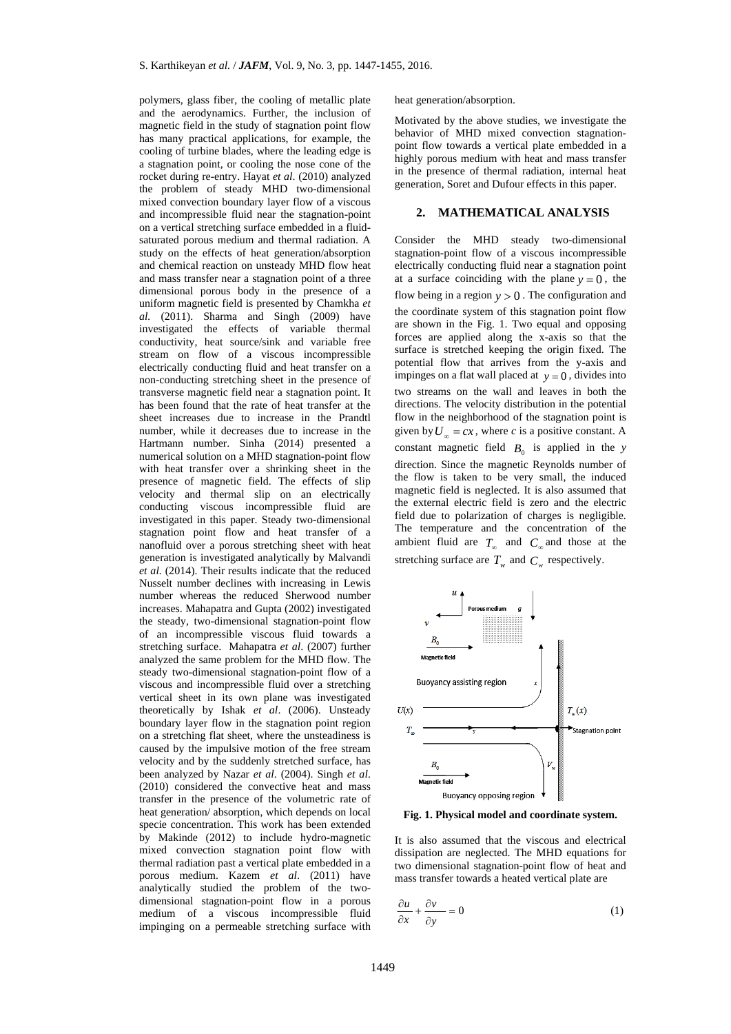polymers, glass fiber, the cooling of metallic plate and the aerodynamics. Further, the inclusion of magnetic field in the study of stagnation point flow has many practical applications, for example, the cooling of turbine blades, where the leading edge is a stagnation point, or cooling the nose cone of the rocket during re-entry. Hayat *et al*. (2010) analyzed the problem of steady MHD two-dimensional mixed convection boundary layer flow of a viscous and incompressible fluid near the stagnation-point on a vertical stretching surface embedded in a fluid-saturated porous medium and thermal radiation. A study on the effects of heat generation/absorption and chemical reaction on unsteady MHD flow heat and mass transfer near a stagnation point of a three dimensional porous body in the presence of a uniform magnetic field is presented by Chamkha *et al.* (2011). Sharma and Singh (2009) have investigated the effects of variable thermal conductivity, heat source/sink and variable free stream on flow of a viscous incompressible electrically conducting fluid and heat transfer on a non-conducting stretching sheet in the presence of transverse magnetic field near a stagnation point. It has been found that the rate of heat transfer at the sheet increases due to increase in the Prandtl number, while it decreases due to increase in the Hartmann number. Sinha (2014) presented a numerical solution on a MHD stagnation-point flow with heat transfer over a shrinking sheet in the presence of magnetic field. The effects of slip velocity and thermal slip on an electrically conducting viscous incompressible fluid are investigated in this paper. Steady two-dimensional stagnation point flow and heat transfer of a nanofluid over a porous stretching sheet with heat generation is investigated analytically by Malvandi *et al.* (2014). Their results indicate that the reduced Nusselt number declines with increasing in Lewis number whereas the reduced Sherwood number increases. Mahapatra and Gupta (2002) investigated the steady, two-dimensional stagnation-point flow of an incompressible viscous fluid towards a stretching surface. Mahapatra *et al*. (2007) further analyzed the same problem for the MHD flow. The steady two-dimensional stagnation-point flow of a viscous and incompressible fluid over a stretching vertical sheet in its own plane was investigated theoretically by Ishak *et al*. (2006). Unsteady boundary layer flow in the stagnation point region on a stretching flat sheet, where the unsteadiness is caused by the impulsive motion of the free stream velocity and by the suddenly stretched surface, has been analyzed by Nazar *et al*. (2004). Singh *et al*. (2010) considered the convective heat and mass transfer in the presence of the volumetric rate of heat generation/ absorption, which depends on local specie concentration. This work has been extended by Makinde (2012) to include hydro-magnetic mixed convection stagnation point flow with thermal radiation past a vertical plate embedded in a porous medium. Kazem *et al*. (2011) have analytically studied the problem of the two-dimensional stagnation-point flow in a porous medium of a viscous incompressible fluid impinging on a permeable stretching surface with heat generation/absorption.

Motivated by the above studies, we investigate the behavior of MHD mixed convection stagnation-point flow towards a vertical plate embedded in a highly porous medium with heat and mass transfer in the presence of thermal radiation, internal heat generation, Soret and Dufour effects in this paper.

## 2. MATHEMATICAL ANALYSIS

Consider the MHD steady two-dimensional stagnation-point flow of a viscous incompressible electrically conducting fluid near a stagnation point at a surface coinciding with the plane $y = 0$, the flow being in a region $y > 0$. The configuration and the coordinate system of this stagnation point flow are shown in the Fig. 1. Two equal and opposing forces are applied along the x-axis so that the surface is stretched keeping the origin fixed. The potential flow that arrives from the y-axis and impinges on a flat wall placed at $y = 0$, divides into two streams on the wall and leaves in both the directions. The velocity distribution in the potential flow in the neighborhood of the stagnation point is given by $U_\infty = cx$, where *c* is a positive constant. A constant magnetic field $B_0$ is applied in the *y* direction. Since the magnetic Reynolds number of the flow is taken to be very small, the induced magnetic field is neglected. It is also assumed that the external electric field is zero and the electric field due to polarization of charges is negligible. The temperature and the concentration of the ambient fluid are $T_\infty$ and $C_\infty$ and those at the stretching surface are $T_w$ and $C_w$ respectively.

**Fig. 1. Physical model and coordinate system.**

It is also assumed that the viscous and electrical dissipation are neglected. The MHD equations for two dimensional stagnation-point flow of heat and mass transfer towards a heated vertical plate are

$$\frac{\partial u}{\partial x} + \frac{\partial v}{\partial y} = 0 \tag{1}$$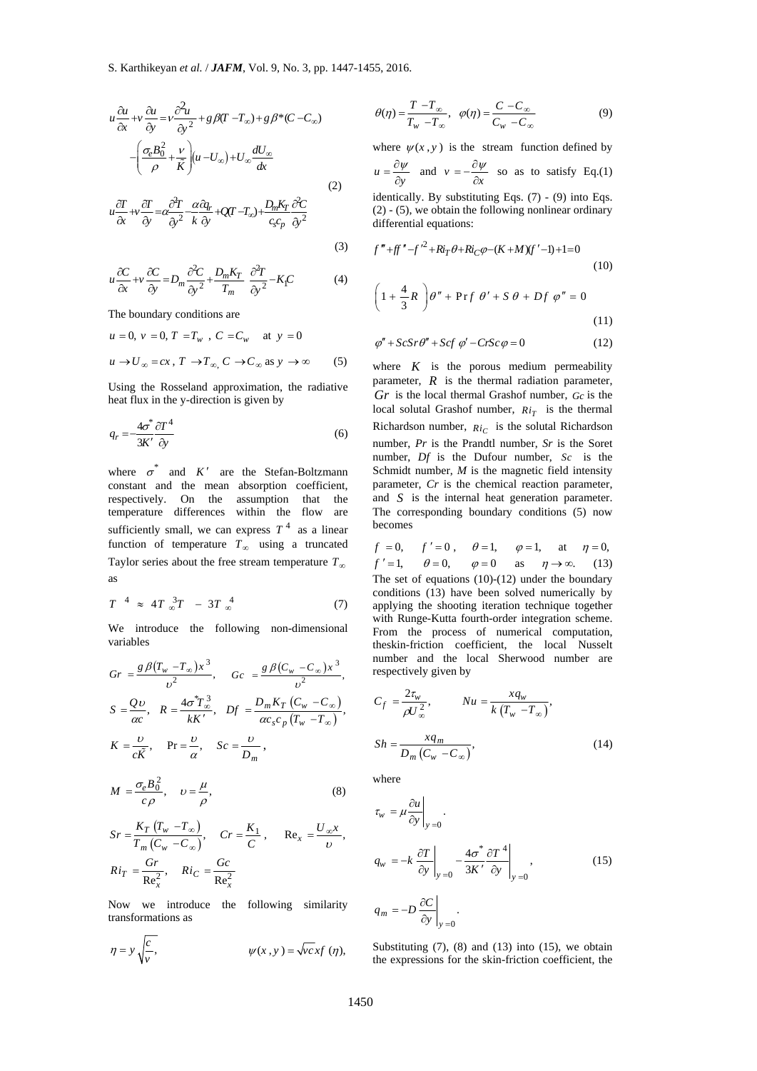$$u\frac{\partial u}{\partial x}+v\frac{\partial u}{\partial y}=\nu\frac{\partial^2 u}{\partial y^2}+g\beta(T-T_\infty)+g\beta^*(C-C_\infty)$$

$$-\left(\frac{\sigma_e B_0^2}{\rho}+\frac{\nu}{\bar{K}}\right)(u-U_\infty)+U_\infty\frac{dU_\infty}{dx} \tag{2}$$

$$u\frac{\partial T}{\partial x}+v\frac{\partial T}{\partial y}=\alpha\frac{\partial^2 T}{\partial y^2}-\frac{\alpha}{k}\frac{\partial q_r}{\partial y}+Q(T-T_\infty)+\frac{D_m K_T}{c_s c_p}\frac{\partial^2 C}{\partial y^2} \tag{3}$$

$$u\frac{\partial C}{\partial x}+v\frac{\partial C}{\partial y}=D_m\frac{\partial^2 C}{\partial y^2}+\frac{D_m K_T}{T_m}\frac{\partial^2 T}{\partial y^2}-K_1 C \tag{4}$$

The boundary conditions are

$$u=0,\ v=0,\ T=T_w,\ C=C_w \quad \text{at } y=0$$

$$u\to U_\infty=cx,\ T\to T_\infty,\ C\to C_\infty \text{ as } y\to\infty \tag{5}$$

Using the Rosseland approximation, the radiative heat flux in the y-direction is given by

$$q_r=-\frac{4\sigma^*}{3K'}\frac{\partial T^4}{\partial y} \tag{6}$$

where $\sigma^*$ and $K'$ are the Stefan-Boltzmann constant and the mean absorption coefficient, respectively. On the assumption that the temperature differences within the flow are sufficiently small, we can express $T^4$ as a linear function of temperature $T_\infty$ using a truncated Taylor series about the free stream temperature $T_\infty$ as

$$T^4 \approx 4T_\infty^3 T - 3T_\infty^4 \tag{7}$$

We introduce the following non-dimensional variables

$$Gr=\frac{g\beta(T_w-T_\infty)x^3}{\upsilon^2},\quad Gc=\frac{g\beta(C_w-C_\infty)x^3}{\upsilon^2},$$

$$S=\frac{Q\upsilon}{\alpha c},\quad R=\frac{4\sigma^* T_\infty^3}{kK'},\quad Df=\frac{D_m K_T(C_w-C_\infty)}{\alpha c_s c_p(T_w-T_\infty)},$$

$$K=\frac{\upsilon}{c\bar{K}},\quad \Pr=\frac{\upsilon}{\alpha},\quad Sc=\frac{\upsilon}{D_m},$$

$$M=\frac{\sigma_e B_0^2}{c\rho},\quad \upsilon=\frac{\mu}{\rho}, \tag{8}$$

$$Sr=\frac{K_T(T_w-T_\infty)}{T_m(C_w-C_\infty)},\quad Cr=\frac{K_1}{C},\quad \text{Re}_x=\frac{U_\infty x}{\upsilon},$$

$$Ri_T=\frac{Gr}{\text{Re}_x^2},\quad Ri_C=\frac{Gc}{\text{Re}_x^2}$$

Now we introduce the following similarity transformations as

$$\eta=y\sqrt{\frac{c}{\nu}},\qquad \psi(x,y)=\sqrt{\nu c}\,x f(\eta),$$

$$\theta(\eta)=\frac{T-T_\infty}{T_w-T_\infty},\quad \varphi(\eta)=\frac{C-C_\infty}{C_w-C_\infty} \tag{9}$$

where $\psi(x,y)$ is the stream function defined by $u=\frac{\partial\psi}{\partial y}$ and $v=-\frac{\partial\psi}{\partial x}$ so as to satisfy Eq.(1) identically. By substituting Eqs. (7) - (9) into Eqs. (2) - (5), we obtain the following nonlinear ordinary differential equations:

$$f'''+ff''-f'^2+Ri_T\theta+Ri_C\varphi-(K+M)(f'-1)+1=0 \tag{10}$$

$$\left(1+\frac{4}{3}R\right)\theta''+\Pr f\,\theta'+S\,\theta+Df\,\varphi''=0 \tag{11}$$

$$\varphi''+ScSr\theta''+Scf\,\varphi'-CrSc\varphi=0 \tag{12}$$

where $K$ is the porous medium permeability parameter, $R$ is the thermal radiation parameter, $Gr$ is the local thermal Grashof number, $Gc$ is the local solutal Grashof number, $Ri_T$ is the thermal Richardson number, $Ri_C$ is the solutal Richardson number, *Pr* is the Prandtl number, *Sr* is the Soret number, *Df* is the Dufour number, *Sc* is the Schmidt number, *M* is the magnetic field intensity parameter, *Cr* is the chemical reaction parameter, and $S$ is the internal heat generation parameter. The corresponding boundary conditions (5) now becomes

$$f=0,\quad f'=0,\quad \theta=1,\quad \varphi=1,\quad \text{at}\quad \eta=0,$$

$$f'=1,\quad \theta=0,\quad \varphi=0\quad \text{as}\quad \eta\to\infty. \tag{13}$$

The set of equations (10)-(12) under the boundary conditions (13) have been solved numerically by applying the shooting iteration technique together with Runge-Kutta fourth-order integration scheme. From the process of numerical computation, theskin-friction coefficient, the local Nusselt number and the local Sherwood number are respectively given by

$$C_f=\frac{2\tau_w}{\rho U_\infty^2},\qquad Nu=\frac{xq_w}{k(T_w-T_\infty)},$$

$$Sh=\frac{xq_m}{D_m(C_w-C_\infty)}, \tag{14}$$

where

$$\tau_w=\mu\left.\frac{\partial u}{\partial y}\right|_{y=0}.$$

$$q_w=-k\left.\frac{\partial T}{\partial y}\right|_{y=0}-\frac{4\sigma^*}{3K'}\left.\frac{\partial T^4}{\partial y}\right|_{y=0}, \tag{15}$$

$$q_m=-D\left.\frac{\partial C}{\partial y}\right|_{y=0}.$$

Substituting (7), (8) and (13) into (15), we obtain the expressions for the skin-friction coefficient, the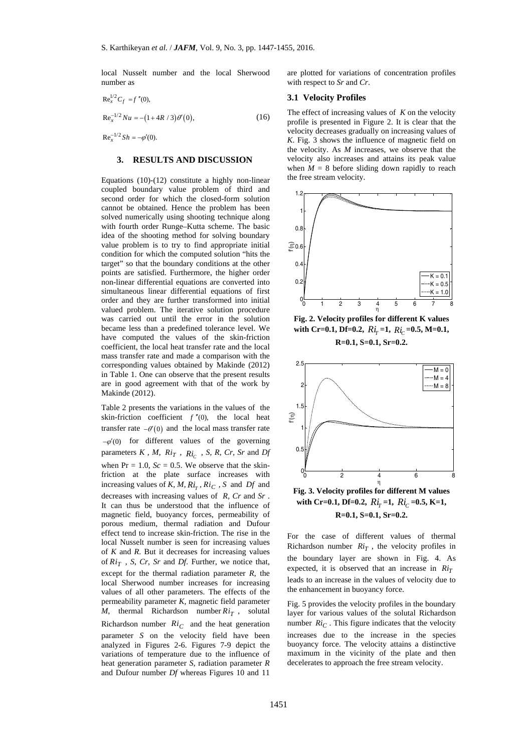local Nusselt number and the local Sherwood number as

$$\mathrm{Re}_x^{1/2} C_f = f''(0),$$

$$\mathrm{Re}_x^{-1/2} Nu = -\left(1 + 4R/3\right)\theta'(0), \tag{16}$$

$$\mathrm{Re}_x^{-1/2} Sh = -\varphi'(0).$$

## 3. RESULTS AND DISCUSSION

Equations (10)-(12) constitute a highly non-linear coupled boundary value problem of third and second order for which the closed-form solution cannot be obtained. Hence the problem has been solved numerically using shooting technique along with fourth order Runge–Kutta scheme. The basic idea of the shooting method for solving boundary value problem is to try to find appropriate initial condition for which the computed solution "hits the target" so that the boundary conditions at the other points are satisfied. Furthermore, the higher order non-linear differential equations are converted into simultaneous linear differential equations of first order and they are further transformed into initial valued problem. The iterative solution procedure was carried out until the error in the solution became less than a predefined tolerance level. We have computed the values of the skin-friction coefficient, the local heat transfer rate and the local mass transfer rate and made a comparison with the corresponding values obtained by Makinde (2012) in Table 1. One can observe that the present results are in good agreement with that of the work by Makinde (2012).

Table 2 presents the variations in the values of the skin-friction coefficient $f''(0)$, the local heat transfer rate $-\theta'(0)$ and the local mass transfer rate $-\varphi'(0)$ for different values of the governing parameters $K$, $M$, $Ri_T$, $Ri_C$, $S$, $R$, $Cr$, $Sr$ and $Df$ when $\Pr = 1.0$, $Sc = 0.5$. We observe that the skin-friction at the plate surface increases with increasing values of $K, M, Ri_T, Ri_C, S$ and $Df$ and decreases with increasing values of $R$, $Cr$ and $Sr$. It can thus be understood that the influence of magnetic field, buoyancy forces, permeability of porous medium, thermal radiation and Dufour effect tend to increase skin-friction. The rise in the local Nusselt number is seen for increasing values of $K$ and $R$. But it decreases for increasing values of $Ri_T$, $S$, $Cr$, $Sr$ and $Df$. Further, we notice that, except for the thermal radiation parameter $R$, the local Sherwood number increases for increasing values of all other parameters. The effects of the permeability parameter $K$, magnetic field parameter $M$, thermal Richardson number $Ri_T$, solutal Richardson number $Ri_C$ and the heat generation parameter $S$ on the velocity field have been analyzed in Figures 2-6. Figures 7-9 depict the variations of temperature due to the influence of heat generation parameter $S$, radiation parameter $R$ and Dufour number $Df$ whereas Figures 10 and 11 are plotted for variations of concentration profiles with respect to $Sr$ and $Cr$.

### 3.1 Velocity Profiles

The effect of increasing values of $K$ on the velocity profile is presented in Figure 2. It is clear that the velocity decreases gradually on increasing values of $K$. Fig. 3 shows the influence of magnetic field on the velocity. As $M$ increases, we observe that the velocity also increases and attains its peak value when $M = 8$ before sliding down rapidly to reach the free stream velocity.

**Fig. 2. Velocity profiles for different K values with Cr=0.1, Df=0.2, $Ri_T$=1, $Ri_C$=0.5, M=0.1, R=0.1, S=0.1, Sr=0.2.**

**Fig. 3. Velocity profiles for different M values with Cr=0.1, Df=0.2, $Ri_T$=1, $Ri_C$=0.5, K=1, R=0.1, S=0.1, Sr=0.2.**

For the case of different values of thermal Richardson number $Ri_T$, the velocity profiles in the boundary layer are shown in Fig. 4. As expected, it is observed that an increase in $Ri_T$ leads to an increase in the values of velocity due to the enhancement in buoyancy force.

Fig. 5 provides the velocity profiles in the boundary layer for various values of the solutal Richardson number $Ri_C$. This figure indicates that the velocity increases due to the increase in the species buoyancy force. The velocity attains a distinctive maximum in the vicinity of the plate and then decelerates to approach the free stream velocity.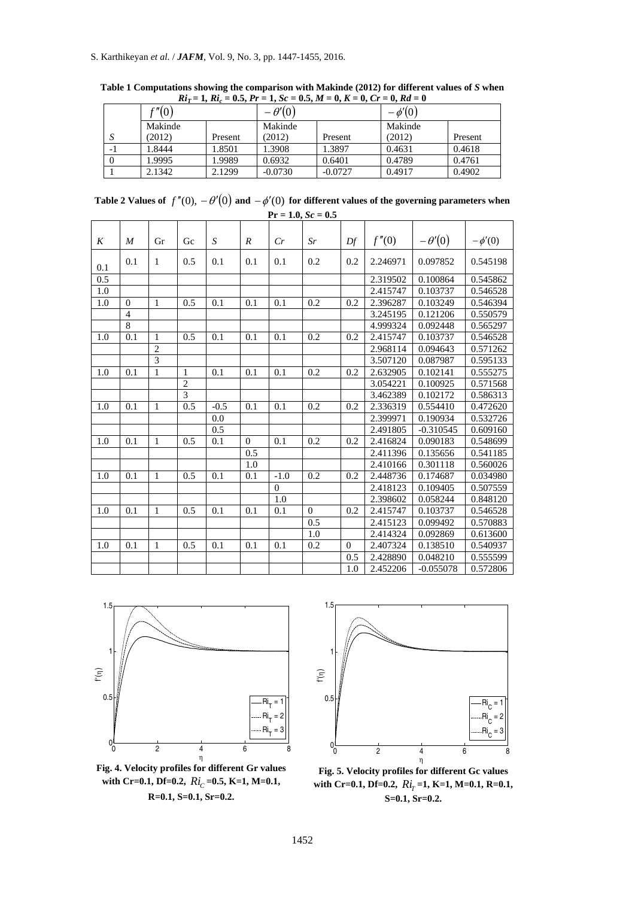**Table 1 Computations showing the comparison with Makinde (2012) for different values of $S$ when $Ri_T = 1$, $Ri_c = 0.5$, $Pr = 1$, $Sc = 0.5$, $M = 0$, $K = 0$, $Cr = 0$, $Rd = 0$**

| | $f''(0)$ | | $-\theta'(0)$ | | $-\phi'(0)$ | |
|---|---|---|---|---|---|---|
| $S$ | Makinde (2012) | Present | Makinde (2012) | Present | Makinde (2012) | Present |
| -1 | 1.8444 | 1.8501 | 1.3908 | 1.3897 | 0.4631 | 0.4618 |
| 0 | 1.9995 | 1.9989 | 0.6932 | 0.6401 | 0.4789 | 0.4761 |
| 1 | 2.1342 | 2.1299 | -0.0730 | -0.0727 | 0.4917 | 0.4902 |

**Table 2 Values of $f''(0)$, $-\theta'(0)$ and $-\phi'(0)$ for different values of the governing parameters when Pr = 1.0, $Sc$ = 0.5**

| $K$ | $M$ | Gr | Gc | $S$ | $R$ | $Cr$ | $Sr$ | $Df$ | $f''(0)$ | $-\theta'(0)$ | $-\phi'(0)$ |
|---|---|---|---|---|---|---|---|---|---|---|---|
| 0.1 | 0.1 | 1 | 0.5 | 0.1 | 0.1 | 0.1 | 0.2 | 0.2 | 2.246971 | 0.097852 | 0.545198 |
| 0.5 | | | | | | | | | 2.319502 | 0.100864 | 0.545862 |
| 1.0 | | | | | | | | | 2.415747 | 0.103737 | 0.546528 |
| 1.0 | 0 | 1 | 0.5 | 0.1 | 0.1 | 0.1 | 0.2 | 0.2 | 2.396287 | 0.103249 | 0.546394 |
| | 4 | | | | | | | | 3.245195 | 0.121206 | 0.550579 |
| | 8 | | | | | | | | 4.999324 | 0.092448 | 0.565297 |
| 1.0 | 0.1 | 1 | 0.5 | 0.1 | 0.1 | 0.1 | 0.2 | 0.2 | 2.415747 | 0.103737 | 0.546528 |
| | | 2 | | | | | | | 2.968114 | 0.094643 | 0.571262 |
| | | 3 | | | | | | | 3.507120 | 0.087987 | 0.595133 |
| 1.0 | 0.1 | 1 | 1 | 0.1 | 0.1 | 0.1 | 0.2 | 0.2 | 2.632905 | 0.102141 | 0.555275 |
| | | | 2 | | | | | | 3.054221 | 0.100925 | 0.571568 |
| | | | 3 | | | | | | 3.462389 | 0.102172 | 0.586313 |
| 1.0 | 0.1 | 1 | 0.5 | -0.5 | 0.1 | 0.1 | 0.2 | 0.2 | 2.336319 | 0.554410 | 0.472620 |
| | | | | 0.0 | | | | | 2.399971 | 0.190934 | 0.532726 |
| | | | | 0.5 | | | | | 2.491805 | -0.310545 | 0.609160 |
| 1.0 | 0.1 | 1 | 0.5 | 0.1 | 0 | 0.1 | 0.2 | 0.2 | 2.416824 | 0.090183 | 0.548699 |
| | | | | | 0.5 | | | | 2.411396 | 0.135656 | 0.541185 |
| | | | | | 1.0 | | | | 2.410166 | 0.301118 | 0.560026 |
| 1.0 | 0.1 | 1 | 0.5 | 0.1 | 0.1 | -1.0 | 0.2 | 0.2 | 2.448736 | 0.174687 | 0.034980 |
| | | | | | | 0 | | | 2.418123 | 0.109405 | 0.507559 |
| | | | | | | 1.0 | | | 2.398602 | 0.058244 | 0.848120 |
| 1.0 | 0.1 | 1 | 0.5 | 0.1 | 0.1 | 0.1 | 0 | 0.2 | 2.415747 | 0.103737 | 0.546528 |
| | | | | | | | 0.5 | | 2.415123 | 0.099492 | 0.570883 |
| | | | | | | | 1.0 | | 2.414324 | 0.092869 | 0.613600 |
| 1.0 | 0.1 | 1 | 0.5 | 0.1 | 0.1 | 0.1 | 0.2 | 0 | 2.407324 | 0.138510 | 0.540937 |
| | | | | | | | | 0.5 | 2.428890 | 0.048210 | 0.555599 |
| | | | | | | | | 1.0 | 2.452206 | -0.055078 | 0.572806 |

**Fig. 4. Velocity profiles for different Gr values with Cr=0.1, Df=0.2, $Ri_C$ =0.5, K=1, M=0.1, R=0.1, S=0.1, Sr=0.2.**

**Fig. 5. Velocity profiles for different Gc values with Cr=0.1, Df=0.2, $Ri_T$ =1, K=1, M=0.1, R=0.1, S=0.1, Sr=0.2.**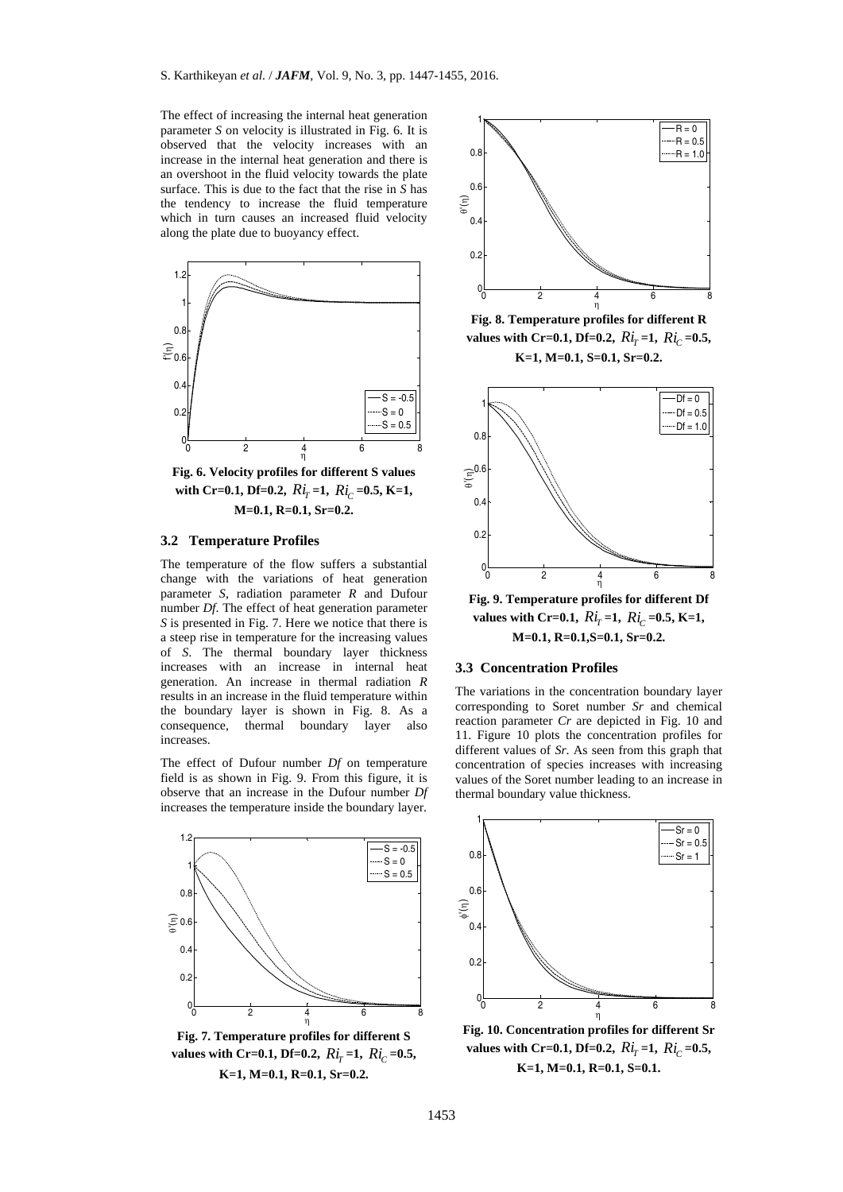The effect of increasing the internal heat generation parameter $S$ on velocity is illustrated in Fig. 6. It is observed that the velocity increases with an increase in the internal heat generation and there is an overshoot in the fluid velocity towards the plate surface. This is due to the fact that the rise in $S$ has the tendency to increase the fluid temperature which in turn causes an increased fluid velocity along the plate due to buoyancy effect.

**Fig. 6. Velocity profiles for different S values with Cr=0.1, Df=0.2, $Ri_T$ =1, $Ri_C$ =0.5, K=1, M=0.1, R=0.1, Sr=0.2.**

### 3.2 Temperature Profiles

The temperature of the flow suffers a substantial change with the variations of heat generation parameter $S$, radiation parameter $R$ and Dufour number $Df$. The effect of heat generation parameter $S$ is presented in Fig. 7. Here we notice that there is a steep rise in temperature for the increasing values of $S$. The thermal boundary layer thickness increases with an increase in internal heat generation. An increase in thermal radiation $R$ results in an increase in the fluid temperature within the boundary layer is shown in Fig. 8. As a consequence, thermal boundary layer also increases.

The effect of Dufour number $Df$ on temperature field is as shown in Fig. 9. From this figure, it is observe that an increase in the Dufour number $Df$ increases the temperature inside the boundary layer.

**Fig. 7. Temperature profiles for different S values with Cr=0.1, Df=0.2, $Ri_T$ =1, $Ri_C$ =0.5, K=1, M=0.1, R=0.1, Sr=0.2.**

**Fig. 8. Temperature profiles for different R values with Cr=0.1, Df=0.2, $Ri_T$ =1, $Ri_C$ =0.5, K=1, M=0.1, S=0.1, Sr=0.2.**

**Fig. 9. Temperature profiles for different Df values with Cr=0.1, $Ri_T$ =1, $Ri_C$ =0.5, K=1, M=0.1, R=0.1,S=0.1, Sr=0.2.**

### 3.3 Concentration Profiles

The variations in the concentration boundary layer corresponding to Soret number $Sr$ and chemical reaction parameter $Cr$ are depicted in Fig. 10 and 11. Figure 10 plots the concentration profiles for different values of $Sr$. As seen from this graph that concentration of species increases with increasing values of the Soret number leading to an increase in thermal boundary value thickness.

**Fig. 10. Concentration profiles for different Sr values with Cr=0.1, Df=0.2, $Ri_T$ =1, $Ri_C$ =0.5, K=1, M=0.1, R=0.1, S=0.1.**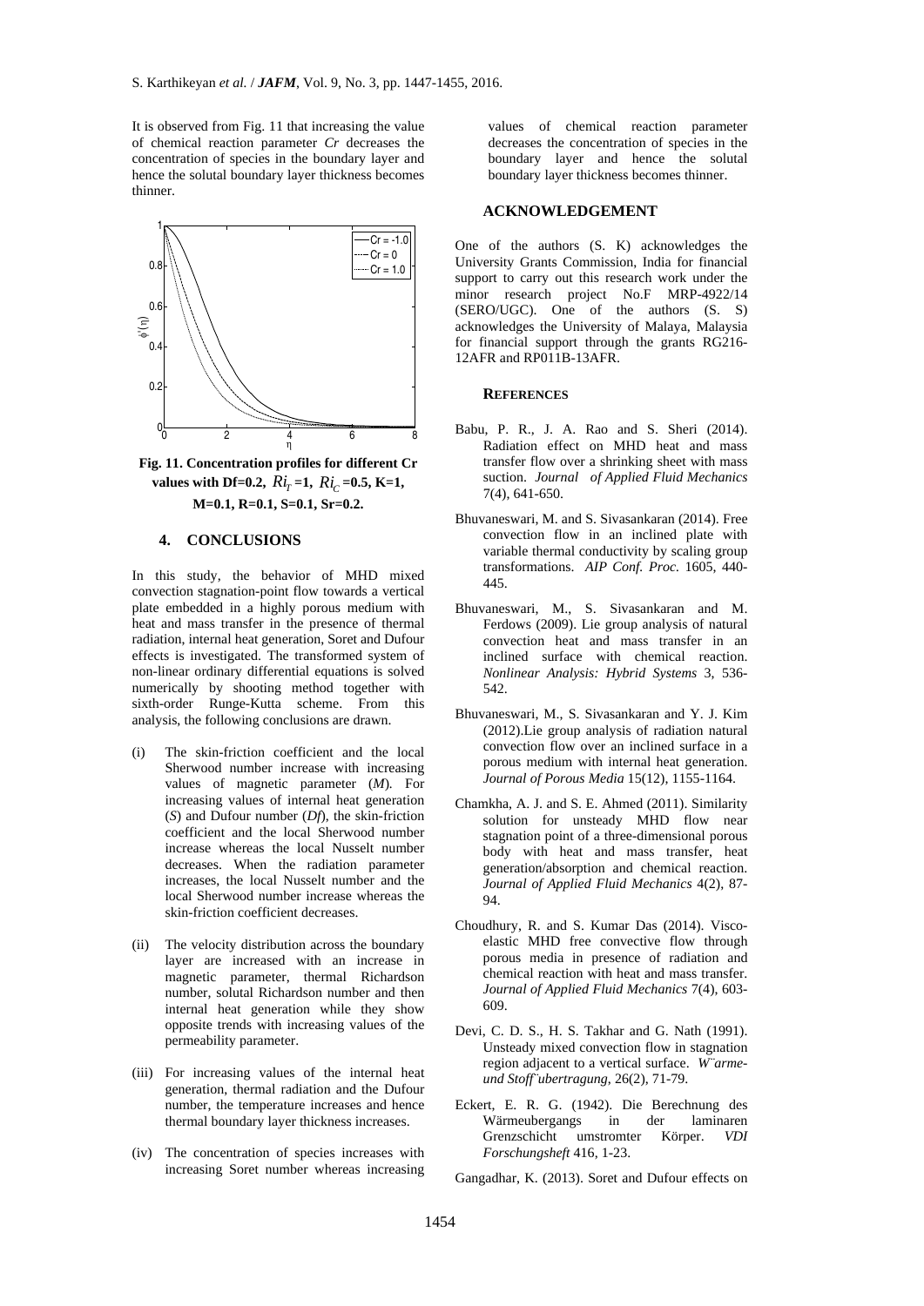It is observed from Fig. 11 that increasing the value of chemical reaction parameter *Cr* decreases the concentration of species in the boundary layer and hence the solutal boundary layer thickness becomes thinner.

**Fig. 11. Concentration profiles for different Cr values with Df=0.2, $Ri_T$=1, $Ri_C$=0.5, K=1, M=0.1, R=0.1, S=0.1, Sr=0.2.**

## 4. CONCLUSIONS

In this study, the behavior of MHD mixed convection stagnation-point flow towards a vertical plate embedded in a highly porous medium with heat and mass transfer in the presence of thermal radiation, internal heat generation, Soret and Dufour effects is investigated. The transformed system of non-linear ordinary differential equations is solved numerically by shooting method together with sixth-order Runge-Kutta scheme. From this analysis, the following conclusions are drawn.

(i) The skin-friction coefficient and the local Sherwood number increase with increasing values of magnetic parameter (*M*). For increasing values of internal heat generation (*S*) and Dufour number (*Df*), the skin-friction coefficient and the local Sherwood number increase whereas the local Nusselt number decreases. When the radiation parameter increases, the local Nusselt number and the local Sherwood number increase whereas the skin-friction coefficient decreases.

(ii) The velocity distribution across the boundary layer are increased with an increase in magnetic parameter, thermal Richardson number, solutal Richardson number and then internal heat generation while they show opposite trends with increasing values of the permeability parameter.

(iii) For increasing values of the internal heat generation, thermal radiation and the Dufour number, the temperature increases and hence thermal boundary layer thickness increases.

(iv) The concentration of species increases with increasing Soret number whereas increasing values of chemical reaction parameter decreases the concentration of species in the boundary layer and hence the solutal boundary layer thickness becomes thinner.

## ACKNOWLEDGEMENT

One of the authors (S. K) acknowledges the University Grants Commission, India for financial support to carry out this research work under the minor research project No.F MRP-4922/14 (SERO/UGC). One of the authors (S. S) acknowledges the University of Malaya, Malaysia for financial support through the grants RG216-12AFR and RP011B-13AFR.

## REFERENCES

Babu, P. R., J. A. Rao and S. Sheri (2014). Radiation effect on MHD heat and mass transfer flow over a shrinking sheet with mass suction. *Journal of Applied Fluid Mechanics* 7(4), 641-650.

Bhuvaneswari, M. and S. Sivasankaran (2014). Free convection flow in an inclined plate with variable thermal conductivity by scaling group transformations. *AIP Conf. Proc.* 1605, 440-445.

Bhuvaneswari, M., S. Sivasankaran and M. Ferdows (2009). Lie group analysis of natural convection heat and mass transfer in an inclined surface with chemical reaction. *Nonlinear Analysis: Hybrid Systems* 3, 536-542.

Bhuvaneswari, M., S. Sivasankaran and Y. J. Kim (2012).Lie group analysis of radiation natural convection flow over an inclined surface in a porous medium with internal heat generation. *Journal of Porous Media* 15(12), 1155-1164.

Chamkha, A. J. and S. E. Ahmed (2011). Similarity solution for unsteady MHD flow near stagnation point of a three-dimensional porous body with heat and mass transfer, heat generation/absorption and chemical reaction. *Journal of Applied Fluid Mechanics* 4(2), 87-94.

Choudhury, R. and S. Kumar Das (2014). Visco-elastic MHD free convective flow through porous media in presence of radiation and chemical reaction with heat and mass transfer. *Journal of Applied Fluid Mechanics* 7(4), 603-609.

Devi, C. D. S., H. S. Takhar and G. Nath (1991). Unsteady mixed convection flow in stagnation region adjacent to a vertical surface. *W¨arme-und Stoff¨ubertragung*, 26(2), 71-79.

Eckert, E. R. G. (1942). Die Berechnung des Wärmeubergangs in der laminaren Grenzschicht umstromter Körper. *VDI Forschungsheft* 416, 1-23.

Gangadhar, K. (2013). Soret and Dufour effects on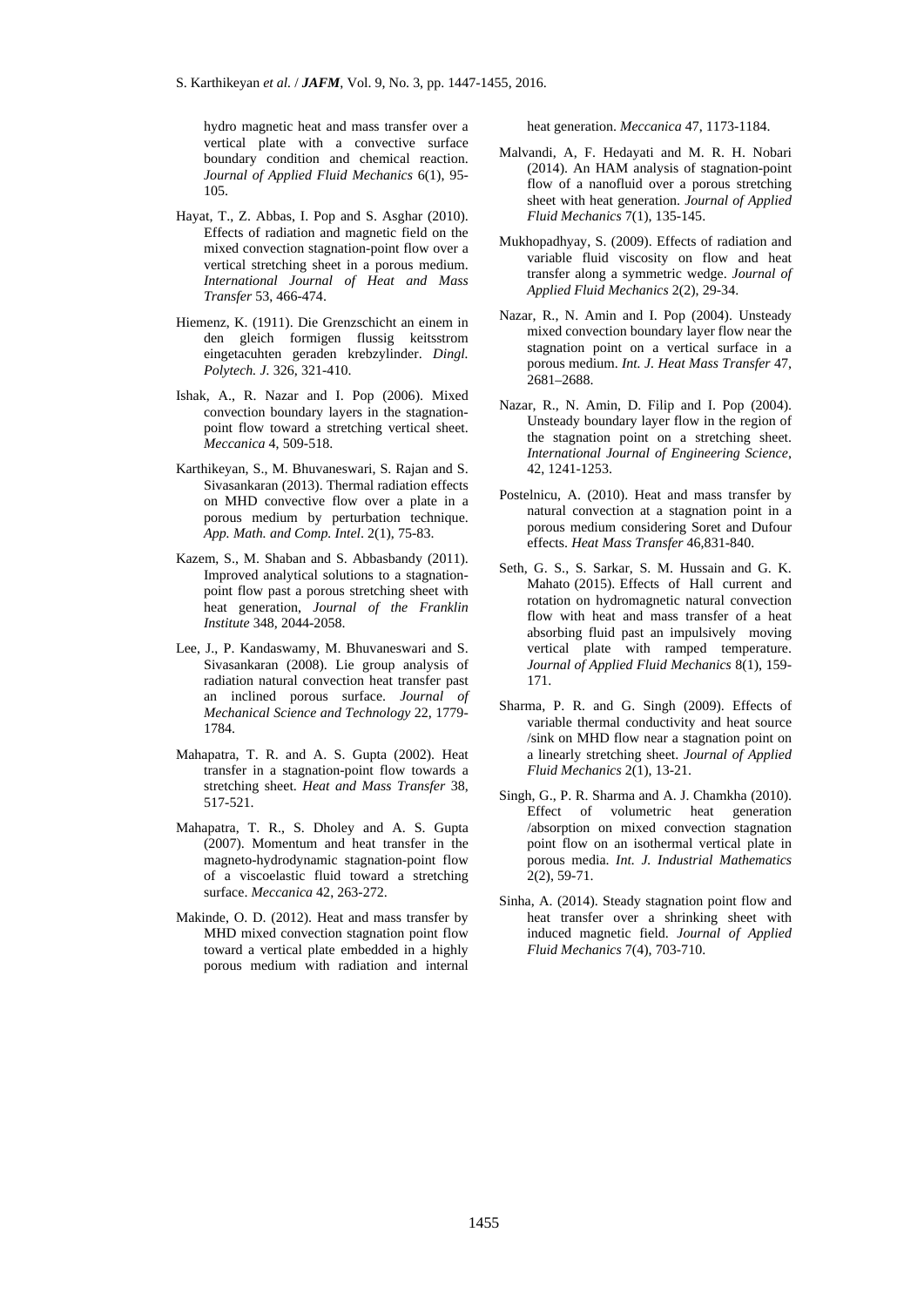hydro magnetic heat and mass transfer over a vertical plate with a convective surface boundary condition and chemical reaction. *Journal of Applied Fluid Mechanics* 6(1), 95-105.

Hayat, T., Z. Abbas, I. Pop and S. Asghar (2010). Effects of radiation and magnetic field on the mixed convection stagnation-point flow over a vertical stretching sheet in a porous medium. *International Journal of Heat and Mass Transfer* 53, 466-474.

Hiemenz, K. (1911). Die Grenzschicht an einem in den gleich formigen flussig keitsstrom eingetacuhten geraden krebzylinder. *Dingl. Polytech. J.* 326, 321-410.

Ishak, A., R. Nazar and I. Pop (2006). Mixed convection boundary layers in the stagnation-point flow toward a stretching vertical sheet. *Meccanica* 4, 509-518.

Karthikeyan, S., M. Bhuvaneswari, S. Rajan and S. Sivasankaran (2013). Thermal radiation effects on MHD convective flow over a plate in a porous medium by perturbation technique. *App. Math. and Comp. Intel*. 2(1), 75-83.

Kazem, S., M. Shaban and S. Abbasbandy (2011). Improved analytical solutions to a stagnation-point flow past a porous stretching sheet with heat generation, *Journal of the Franklin Institute* 348, 2044-2058.

Lee, J., P. Kandaswamy, M. Bhuvaneswari and S. Sivasankaran (2008). Lie group analysis of radiation natural convection heat transfer past an inclined porous surface. *Journal of Mechanical Science and Technology* 22, 1779-1784.

Mahapatra, T. R. and A. S. Gupta (2002). Heat transfer in a stagnation-point flow towards a stretching sheet. *Heat and Mass Transfer* 38, 517-521.

Mahapatra, T. R., S. Dholey and A. S. Gupta (2007). Momentum and heat transfer in the magneto-hydrodynamic stagnation-point flow of a viscoelastic fluid toward a stretching surface. *Meccanica* 42, 263-272.

Makinde, O. D. (2012). Heat and mass transfer by MHD mixed convection stagnation point flow toward a vertical plate embedded in a highly porous medium with radiation and internal heat generation. *Meccanica* 47, 1173-1184.

Malvandi, A, F. Hedayati and M. R. H. Nobari (2014). An HAM analysis of stagnation-point flow of a nanofluid over a porous stretching sheet with heat generation. *Journal of Applied Fluid Mechanics* 7(1), 135-145.

Mukhopadhyay, S. (2009). Effects of radiation and variable fluid viscosity on flow and heat transfer along a symmetric wedge. *Journal of Applied Fluid Mechanics* 2(2), 29-34.

Nazar, R., N. Amin and I. Pop (2004). Unsteady mixed convection boundary layer flow near the stagnation point on a vertical surface in a porous medium. *Int. J. Heat Mass Transfer* 47, 2681–2688.

Nazar, R., N. Amin, D. Filip and I. Pop (2004). Unsteady boundary layer flow in the region of the stagnation point on a stretching sheet. *International Journal of Engineering Science*, 42, 1241-1253.

Postelnicu, A. (2010). Heat and mass transfer by natural convection at a stagnation point in a porous medium considering Soret and Dufour effects. *Heat Mass Transfer* 46,831-840.

Seth, G. S., S. Sarkar, S. M. Hussain and G. K. Mahato (2015). Effects of Hall current and rotation on hydromagnetic natural convection flow with heat and mass transfer of a heat absorbing fluid past an impulsively moving vertical plate with ramped temperature. *Journal of Applied Fluid Mechanics* 8(1), 159-171.

Sharma, P. R. and G. Singh (2009). Effects of variable thermal conductivity and heat source /sink on MHD flow near a stagnation point on a linearly stretching sheet. *Journal of Applied Fluid Mechanics* 2(1), 13-21.

Singh, G., P. R. Sharma and A. J. Chamkha (2010). Effect of volumetric heat generation /absorption on mixed convection stagnation point flow on an isothermal vertical plate in porous media. *Int. J. Industrial Mathematics* 2(2), 59-71.

Sinha, A. (2014). Steady stagnation point flow and heat transfer over a shrinking sheet with induced magnetic field. *Journal of Applied Fluid Mechanics* 7(4), 703-710.